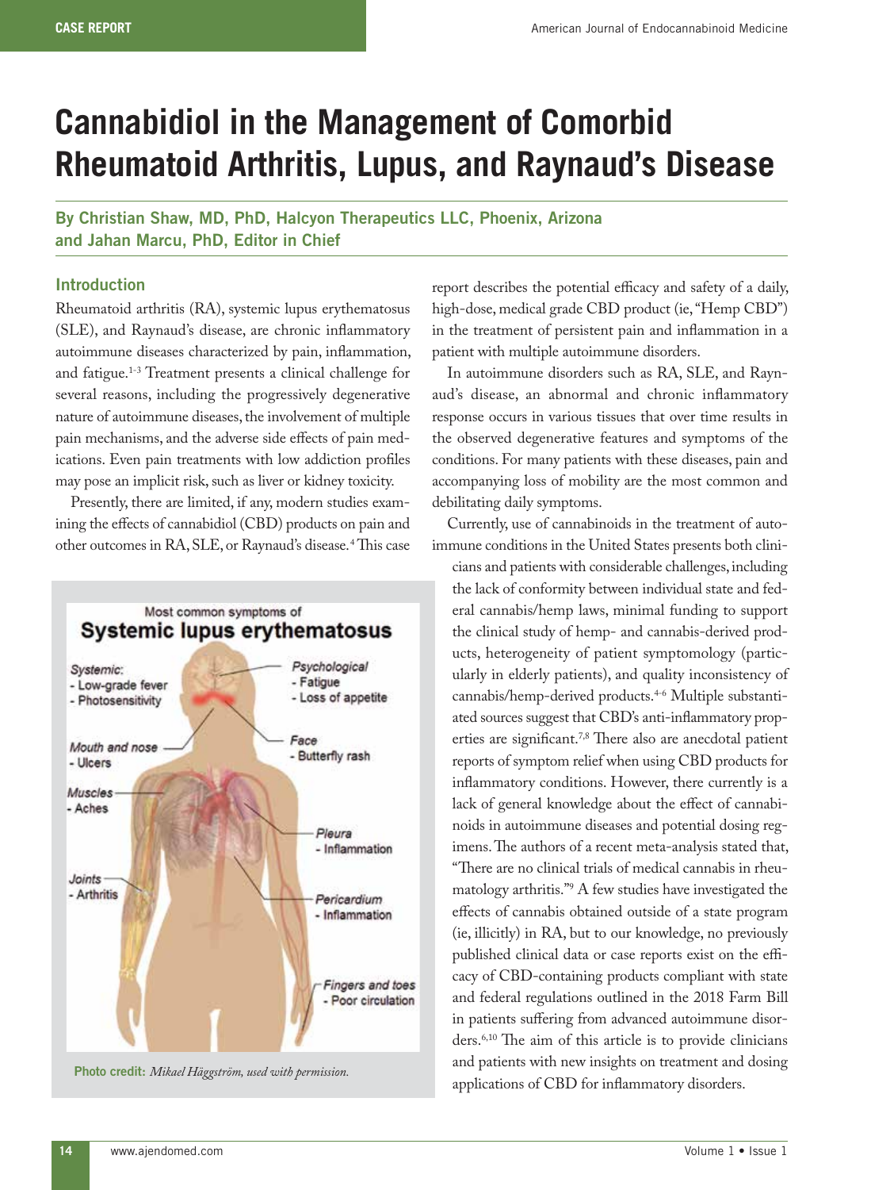# Cannabidiol in the Management of Comorbid Rheumatoid Arthritis, Lupus, and Raynaud's Disease

**By Christian Shaw, MD, PhD, Halcyon Therapeutics LLC, Phoenix, Arizona and Jahan Marcu, PhD, Editor in Chief**

## Introduction

Rheumatoid arthritis (RA), systemic lupus erythematosus (SLE), and Raynaud's disease, are chronic inflammatory autoimmune diseases characterized by pain, inflammation, and fatigue.[1-3] Treatment presents a clinical challenge for several reasons, including the progressively degenerative nature of autoimmune diseases, the involvement of multiple pain mechanisms, and the adverse side effects of pain medications. Even pain treatments with low addiction profiles may pose an implicit risk, such as liver or kidney toxicity.

Presently, there are limited, if any, modern studies examining the effects of cannabidiol (CBD) products on pain and other outcomes in RA, SLE, or Raynaud's disease.[4] This case report describes the potential efficacy and safety of a daily, high-dose, medical grade CBD product (ie, "Hemp CBD") in the treatment of persistent pain and inflammation in a patient with multiple autoimmune disorders.

In autoimmune disorders such as RA, SLE, and Raynaud's disease, an abnormal and chronic inflammatory response occurs in various tissues that over time results in the observed degenerative features and symptoms of the conditions. For many patients with these diseases, pain and accompanying loss of mobility are the most common and debilitating daily symptoms.

Currently, use of cannabinoids in the treatment of autoimmune conditions in the United States presents both clinicians and patients with considerable challenges, including the lack of conformity between individual state and federal cannabis/hemp laws, minimal funding to support the clinical study of hemp- and cannabis-derived products, heterogeneity of patient symptomology (particularly in elderly patients), and quality inconsistency of cannabis/hemp-derived products.[4-6] Multiple substantiated sources suggest that CBD's anti-inflammatory properties are significant.[7,8] There also are anecdotal patient reports of symptom relief when using CBD products for inflammatory conditions. However, there currently is a lack of general knowledge about the effect of cannabinoids in autoimmune diseases and potential dosing regimens. The authors of a recent meta-analysis stated that, "There are no clinical trials of medical cannabis in rheumatology arthritis."[9] A few studies have investigated the effects of cannabis obtained outside of a state program (ie, illicitly) in RA, but to our knowledge, no previously published clinical data or case reports exist on the efficacy of CBD-containing products compliant with state and federal regulations outlined in the 2018 Farm Bill in patients suffering from advanced autoimmune disorders.[6,10] The aim of this article is to provide clinicians and patients with new insights on treatment and dosing applications of CBD for inflammatory disorders.

**Photo credit:** *Mikael Häggström, used with permission.*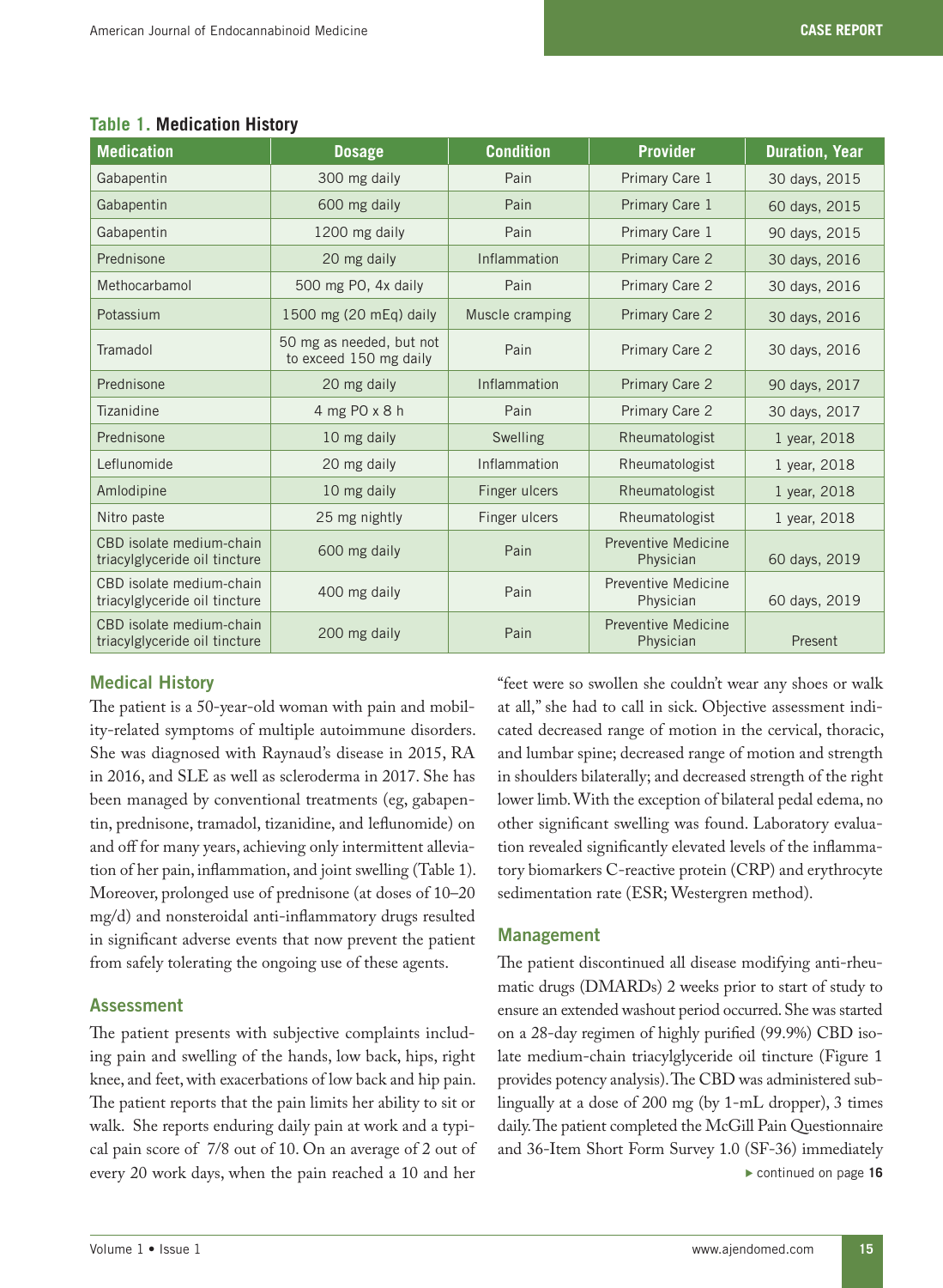**Table 1. Medication History**

| Medication | Dosage | Condition | Provider | Duration, Year |
|---|---|---|---|---|
| Gabapentin | 300 mg daily | Pain | Primary Care 1 | 30 days, 2015 |
| Gabapentin | 600 mg daily | Pain | Primary Care 1 | 60 days, 2015 |
| Gabapentin | 1200 mg daily | Pain | Primary Care 1 | 90 days, 2015 |
| Prednisone | 20 mg daily | Inflammation | Primary Care 2 | 30 days, 2016 |
| Methocarbamol | 500 mg PO, 4x daily | Pain | Primary Care 2 | 30 days, 2016 |
| Potassium | 1500 mg (20 mEq) daily | Muscle cramping | Primary Care 2 | 30 days, 2016 |
| Tramadol | 50 mg as needed, but not to exceed 150 mg daily | Pain | Primary Care 2 | 30 days, 2016 |
| Prednisone | 20 mg daily | Inflammation | Primary Care 2 | 90 days, 2017 |
| Tizanidine | 4 mg PO x 8 h | Pain | Primary Care 2 | 30 days, 2017 |
| Prednisone | 10 mg daily | Swelling | Rheumatologist | 1 year, 2018 |
| Leflunomide | 20 mg daily | Inflammation | Rheumatologist | 1 year, 2018 |
| Amlodipine | 10 mg daily | Finger ulcers | Rheumatologist | 1 year, 2018 |
| Nitro paste | 25 mg nightly | Finger ulcers | Rheumatologist | 1 year, 2018 |
| CBD isolate medium-chain triacylglyceride oil tincture | 600 mg daily | Pain | Preventive Medicine Physician | 60 days, 2019 |
| CBD isolate medium-chain triacylglyceride oil tincture | 400 mg daily | Pain | Preventive Medicine Physician | 60 days, 2019 |
| CBD isolate medium-chain triacylglyceride oil tincture | 200 mg daily | Pain | Preventive Medicine Physician | Present |

## Medical History

The patient is a 50-year-old woman with pain and mobility-related symptoms of multiple autoimmune disorders. She was diagnosed with Raynaud's disease in 2015, RA in 2016, and SLE as well as scleroderma in 2017. She has been managed by conventional treatments (eg, gabapentin, prednisone, tramadol, tizanidine, and leflunomide) on and off for many years, achieving only intermittent alleviation of her pain, inflammation, and joint swelling (Table 1). Moreover, prolonged use of prednisone (at doses of 10–20 mg/d) and nonsteroidal anti-inflammatory drugs resulted in significant adverse events that now prevent the patient from safely tolerating the ongoing use of these agents.

## Assessment

The patient presents with subjective complaints including pain and swelling of the hands, low back, hips, right knee, and feet, with exacerbations of low back and hip pain. The patient reports that the pain limits her ability to sit or walk. She reports enduring daily pain at work and a typical pain score of 7/8 out of 10. On an average of 2 out of every 20 work days, when the pain reached a 10 and her "feet were so swollen she couldn't wear any shoes or walk at all," she had to call in sick. Objective assessment indicated decreased range of motion in the cervical, thoracic, and lumbar spine; decreased range of motion and strength in shoulders bilaterally; and decreased strength of the right lower limb. With the exception of bilateral pedal edema, no other significant swelling was found. Laboratory evaluation revealed significantly elevated levels of the inflammatory biomarkers C-reactive protein (CRP) and erythrocyte sedimentation rate (ESR; Westergren method).

## Management

The patient discontinued all disease modifying anti-rheumatic drugs (DMARDs) 2 weeks prior to start of study to ensure an extended washout period occurred. She was started on a 28-day regimen of highly purified (99.9%) CBD isolate medium-chain triacylglyceride oil tincture (Figure 1 provides potency analysis). The CBD was administered sublingually at a dose of 200 mg (by 1-mL dropper), 3 times daily. The patient completed the McGill Pain Questionnaire and 36-Item Short Form Survey 1.0 (SF-36) immediately

▸ continued on page 16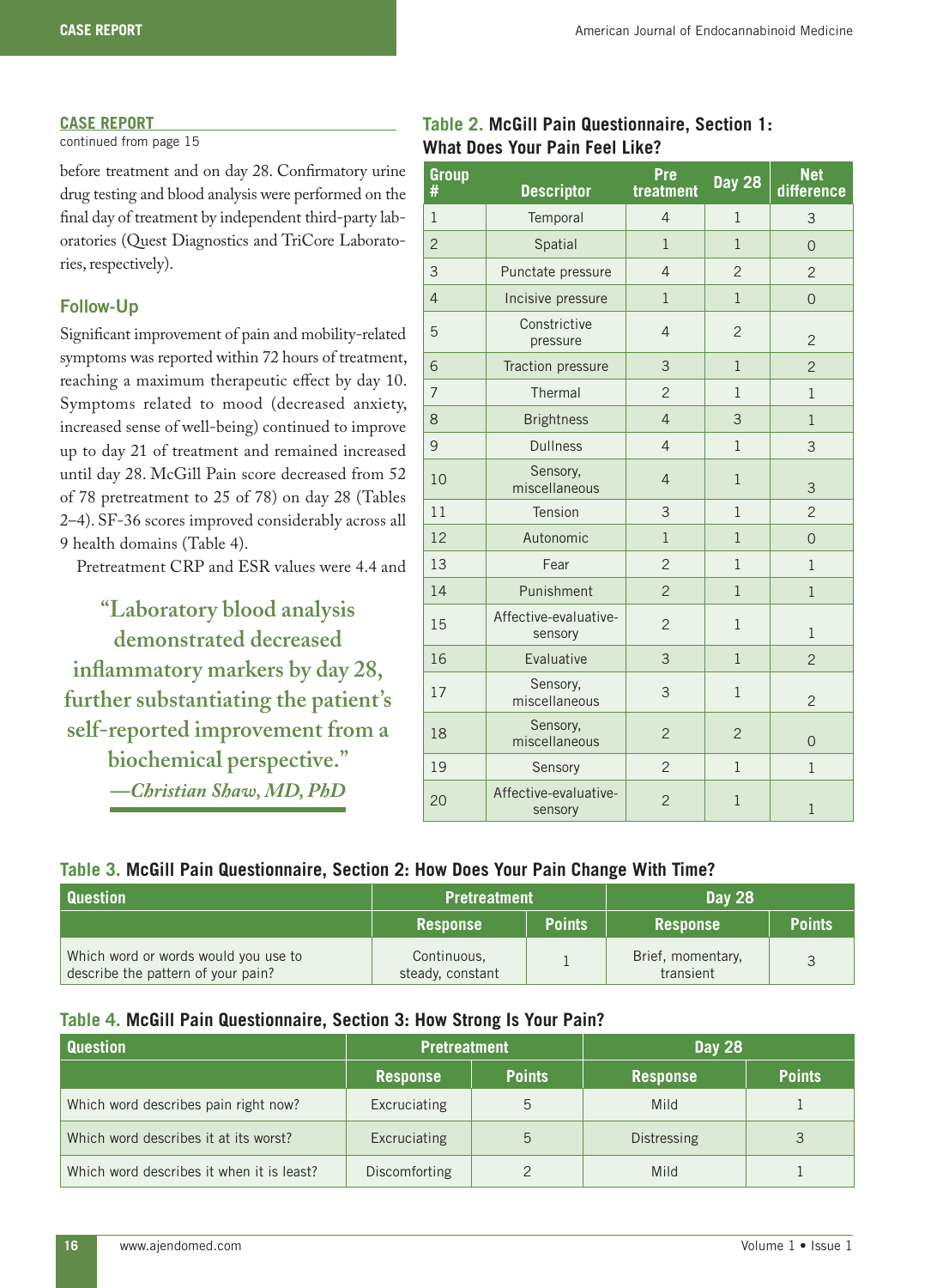## CASE REPORT

continued from page 15

before treatment and on day 28. Confirmatory urine drug testing and blood analysis were performed on the final day of treatment by independent third-party laboratories (Quest Diagnostics and TriCore Laboratories, respectively).

### Follow-Up

Significant improvement of pain and mobility-related symptoms was reported within 72 hours of treatment, reaching a maximum therapeutic effect by day 10. Symptoms related to mood (decreased anxiety, increased sense of well-being) continued to improve up to day 21 of treatment and remained increased until day 28. McGill Pain score decreased from 52 of 78 pretreatment to 25 of 78) on day 28 (Tables 2–4). SF-36 scores improved considerably across all 9 health domains (Table 4).

Pretreatment CRP and ESR values were 4.4 and

> "Laboratory blood analysis demonstrated decreased inflammatory markers by day 28, further substantiating the patient's self-reported improvement from a biochemical perspective."
> —*Christian Shaw, MD, PhD*

**Table 2. McGill Pain Questionnaire, Section 1: What Does Your Pain Feel Like?**

| Group # | Descriptor | Pre treatment | Day 28 | Net difference |
|---|---|---|---|---|
| 1 | Temporal | 4 | 1 | 3 |
| 2 | Spatial | 1 | 1 | 0 |
| 3 | Punctate pressure | 4 | 2 | 2 |
| 4 | Incisive pressure | 1 | 1 | 0 |
| 5 | Constrictive pressure | 4 | 2 | 2 |
| 6 | Traction pressure | 3 | 1 | 2 |
| 7 | Thermal | 2 | 1 | 1 |
| 8 | Brightness | 4 | 3 | 1 |
| 9 | Dullness | 4 | 1 | 3 |
| 10 | Sensory, miscellaneous | 4 | 1 | 3 |
| 11 | Tension | 3 | 1 | 2 |
| 12 | Autonomic | 1 | 1 | 0 |
| 13 | Fear | 2 | 1 | 1 |
| 14 | Punishment | 2 | 1 | 1 |
| 15 | Affective-evaluative-sensory | 2 | 1 | 1 |
| 16 | Evaluative | 3 | 1 | 2 |
| 17 | Sensory, miscellaneous | 3 | 1 | 2 |
| 18 | Sensory, miscellaneous | 2 | 2 | 0 |
| 19 | Sensory | 2 | 1 | 1 |
| 20 | Affective-evaluative-sensory | 2 | 1 | 1 |

**Table 3. McGill Pain Questionnaire, Section 2: How Does Your Pain Change With Time?**

| Question | Pretreatment | | Day 28 | |
|---|---|---|---|---|
| | Response | Points | Response | Points |
| Which word or words would you use to describe the pattern of your pain? | Continuous, steady, constant | 1 | Brief, momentary, transient | 3 |

**Table 4. McGill Pain Questionnaire, Section 3: How Strong Is Your Pain?**

| Question | Pretreatment | | Day 28 | |
|---|---|---|---|---|
| | Response | Points | Response | Points |
| Which word describes pain right now? | Excruciating | 5 | Mild | 1 |
| Which word describes it at its worst? | Excruciating | 5 | Distressing | 3 |
| Which word describes it when it is least? | Discomforting | 2 | Mild | 1 |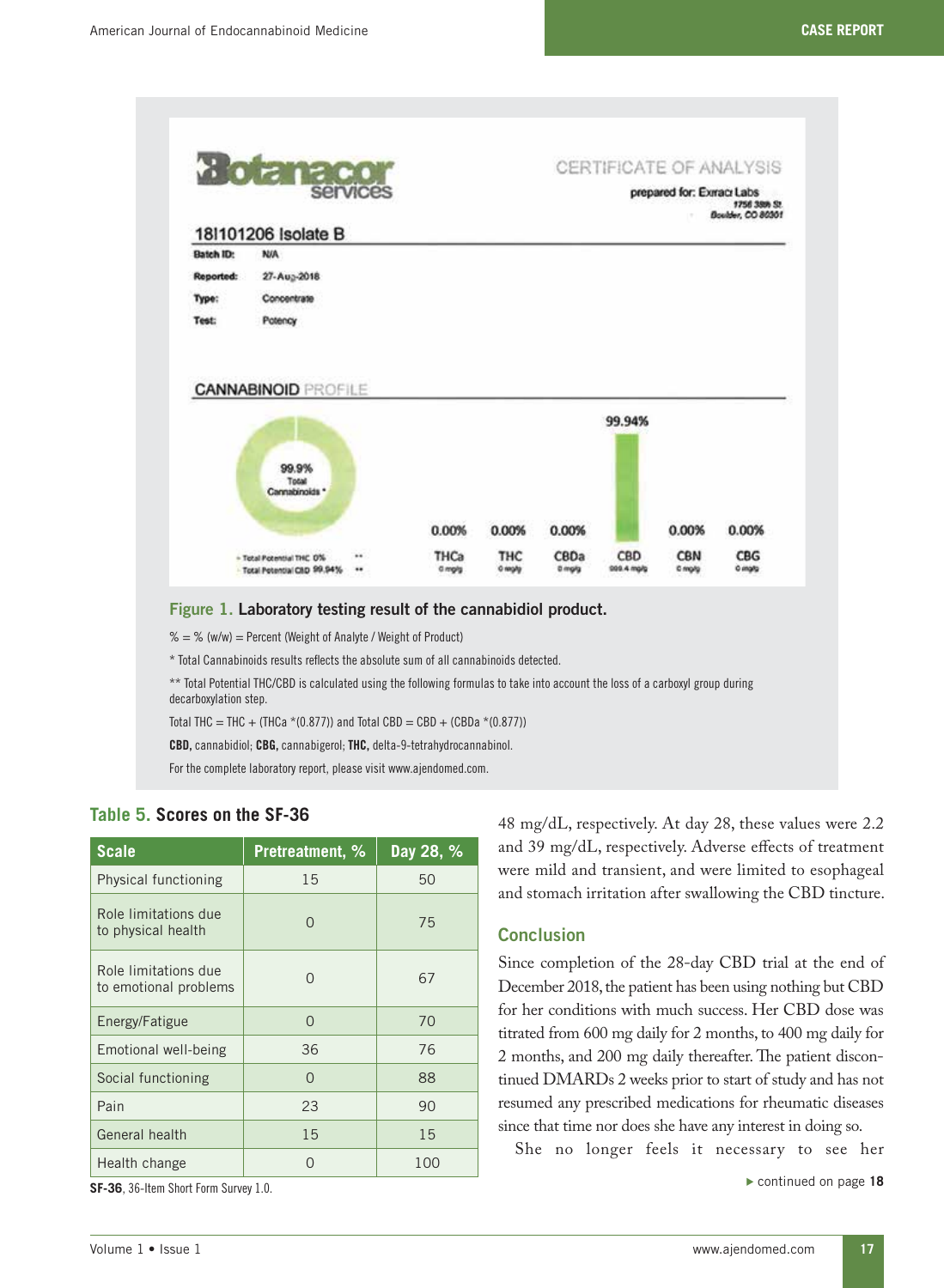Figure 1. Laboratory testing result of the cannabidiol product.

% = % (w/w) = Percent (Weight of Analyte / Weight of Product)

* Total Cannabinoids results reflects the absolute sum of all cannabinoids detected.

** Total Potential THC/CBD is calculated using the following formulas to take into account the loss of a carboxyl group during decarboxylation step.

Total THC = THC + (THCa *(0.877)) and Total CBD = CBD + (CBDa *(0.877))

**CBD,** cannabidiol; **CBG,** cannabigerol; **THC,** delta-9-tetrahydrocannabinol.

For the complete laboratory report, please visit www.ajendomed.com.

### Table 5. Scores on the SF-36

| Scale | Pretreatment, % | Day 28, % |
|---|---|---|
| Physical functioning | 15 | 50 |
| Role limitations due to physical health | 0 | 75 |
| Role limitations due to emotional problems | 0 | 67 |
| Energy/Fatigue | 0 | 70 |
| Emotional well-being | 36 | 76 |
| Social functioning | 0 | 88 |
| Pain | 23 | 90 |
| General health | 15 | 15 |
| Health change | 0 | 100 |

**SF-36**, 36-Item Short Form Survey 1.0.

48 mg/dL, respectively. At day 28, these values were 2.2 and 39 mg/dL, respectively. Adverse effects of treatment were mild and transient, and were limited to esophageal and stomach irritation after swallowing the CBD tincture.

## Conclusion

Since completion of the 28-day CBD trial at the end of December 2018, the patient has been using nothing but CBD for her conditions with much success. Her CBD dose was titrated from 600 mg daily for 2 months, to 400 mg daily for 2 months, and 200 mg daily thereafter. The patient discontinued DMARDs 2 weeks prior to start of study and has not resumed any prescribed medications for rheumatic diseases since that time nor does she have any interest in doing so.

She no longer feels it necessary to see her

▸ continued on page 18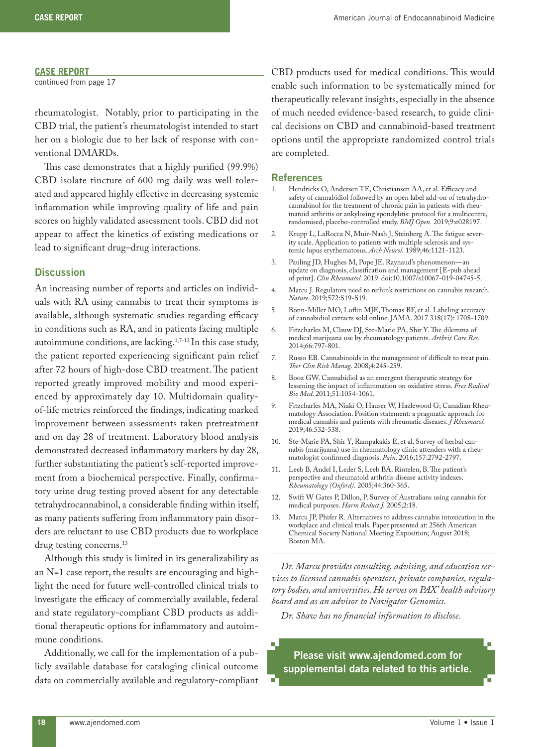## CASE REPORT

continued from page 17

rheumatologist. Notably, prior to participating in the CBD trial, the patient's rheumatologist intended to start her on a biologic due to her lack of response with conventional DMARDs.

This case demonstrates that a highly purified (99.9%) CBD isolate tincture of 600 mg daily was well tolerated and appeared highly effective in decreasing systemic inflammation while improving quality of life and pain scores on highly validated assessment tools. CBD did not appear to affect the kinetics of existing medications or lead to significant drug–drug interactions.

## Discussion

An increasing number of reports and articles on individuals with RA using cannabis to treat their symptoms is available, although systematic studies regarding efficacy in conditions such as RA, and in patients facing multiple autoimmune conditions, are lacking.[1,7-12] In this case study, the patient reported experiencing significant pain relief after 72 hours of high-dose CBD treatment. The patient reported greatly improved mobility and mood experienced by approximately day 10. Multidomain quality-of-life metrics reinforced the findings, indicating marked improvement between assessments taken pretreatment and on day 28 of treatment. Laboratory blood analysis demonstrated decreased inflammatory markers by day 28, further substantiating the patient's self-reported improvement from a biochemical perspective. Finally, confirmatory urine drug testing proved absent for any detectable tetrahydrocannabinol, a considerable finding within itself, as many patients suffering from inflammatory pain disorders are reluctant to use CBD products due to workplace drug testing concerns.[13]

Although this study is limited in its generalizability as an N=1 case report, the results are encouraging and highlight the need for future well-controlled clinical trials to investigate the efficacy of commercially available, federal and state regulatory-compliant CBD products as additional therapeutic options for inflammatory and autoimmune conditions.

Additionally, we call for the implementation of a publicly available database for cataloging clinical outcome data on commercially available and regulatory-compliant CBD products used for medical conditions. This would enable such information to be systematically mined for therapeutically relevant insights, especially in the absence of much needed evidence-based research, to guide clinical decisions on CBD and cannabinoid-based treatment options until the appropriate randomized control trials are completed.

## References

1. Hendricks O, Andersen TE, Christiansen AA, et al. Efficacy and safety of cannabidiol followed by an open label add-on of tetrahydrocannabinol for the treatment of chronic pain in patients with rheumatoid arthritis or ankylosing spondylitis: protocol for a multicentre, randomised, placebo-controlled study. *BMJ Open.* 2019;9:e028197.
2. Krupp L, LaRocca N, Muir-Nash J, Steinberg A. The fatigue severity scale. Application to patients with multiple sclerosis and systemic lupus erythematosus. *Arch Neurol.* 1989;46:1121-1123.
3. Pauling JD, Hughes M, Pope JE. Raynaud's phenomenon—an update on diagnosis, classification and management [E-pub ahead of print]. *Clin Rheumatol*. 2019. doi:10.1007/s10067-019-04745-5.
4. Marcu J. Regulators need to rethink restrictions on cannabis research. *Nature*. 2019;572:S19-S19.
5. Bonn-Miller MO, Loflin MJE, Thomas BF, et al. Labeling accuracy of cannabidiol extracts sold online. JAMA. 2017.318(17): 1708-1709.
6. Fitzcharles M, Clauw DJ, Ste-Marie PA, Shir Y. The dilemma of medical marijuana use by rheumatology patients. *Arthrit Care Res*. 2014;66:797-801.
7. Russo EB. Cannabinoids in the management of difficult to treat pain. *Ther Clin Risk Manag*. 2008;4:245-259.
8. Booz GW. Cannabidiol as an emergent therapeutic strategy for lessening the impact of inflammation on oxidative stress. *Free Radical Bio Med*. 2011;51:1054-1061.
9. Fitzcharles MA, Niaki O, Hauser W, Hazlewood G; Canadian Rheumatology Association. Position statement: a pragmatic approach for medical cannabis and patients with rheumatic diseases. *J Rheumatol.* 2019;46:532-538.
10. Ste-Marie PA, Shir Y, Rampakakis E, et al. Survey of herbal cannabis (marijuana) use in rheumatology clinic attenders with a rheumatologist confirmed diagnosis. *Pain*. 2016;157:2792-2797.
11. Leeb B, Andel I, Leder S, Leeb BA, Rintelen, B. The patient's perspective and rheumatoid arthritis disease activity indexes. *Rheumatology (Oxford).* 2005;44:360-365.
12. Swift W Gates P, Dillon, P. Survey of Australians using cannabis for medical purposes. *Harm Reduct J.* 2005;2:18.
13. Marcu JP, Phifer R. Alternatives to address cannabis intoxication in the workplace and clinical trials. Paper presented at: 256th American Chemical Society National Meeting Exposition; August 2018; Boston MA.

*Dr. Marcu provides consulting, advising, and education services to licensed cannabis operators, private companies, regulatory bodies, and universities. He serves on PAX' health advisory board and as an advisor to Navigator Genomics.*

*Dr. Shaw has no financial information to disclose.*

**Please visit www.ajendomed.com for supplemental data related to this article.**